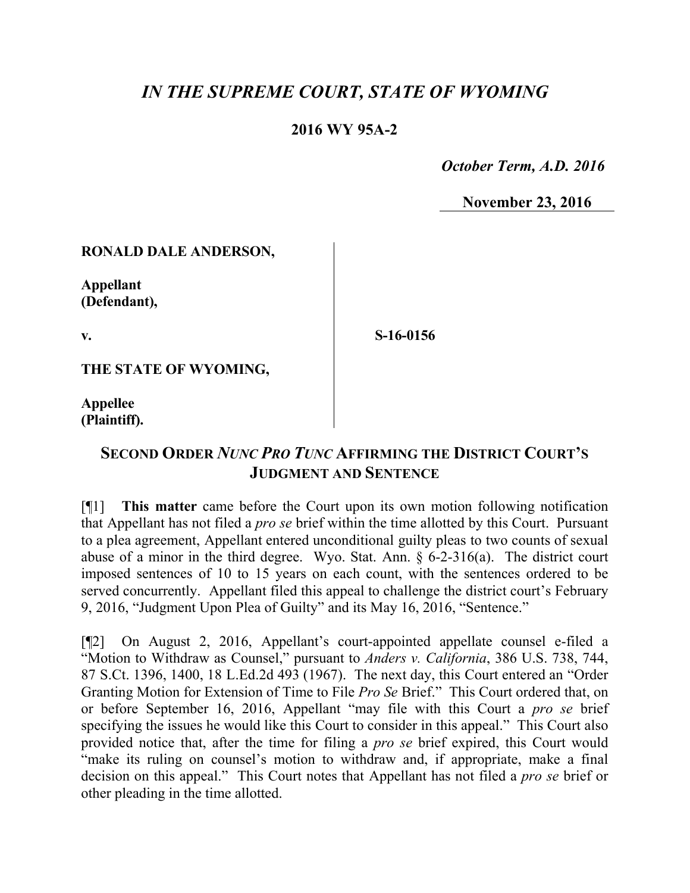# *IN THE SUPREME COURT, STATE OF WYOMING*

**2016 WY 95A-2**

*October Term, A.D. 2016*

**November 23, 2016**

**RONALD DALE ANDERSON,**

**Appellant (Defendant),**

**v.**

**S-16-0156**

**THE STATE OF WYOMING,**

**Appellee (Plaintiff).**

## SECOND ORDER *NUNC PRO TUNC* AFFIRMING THE DISTRICT COURT'S JUDGMENT AND SENTENCE

[¶1] **This matter** came before the Court upon its own motion following notification that Appellant has not filed a *pro se* brief within the time allotted by this Court. Pursuant to a plea agreement, Appellant entered unconditional guilty pleas to two counts of sexual abuse of a minor in the third degree. Wyo. Stat. Ann. § 6-2-316(a). The district court imposed sentences of 10 to 15 years on each count, with the sentences ordered to be served concurrently. Appellant filed this appeal to challenge the district court's February 9, 2016, "Judgment Upon Plea of Guilty" and its May 16, 2016, "Sentence."

[¶2] On August 2, 2016, Appellant's court-appointed appellate counsel e-filed a "Motion to Withdraw as Counsel," pursuant to *Anders v. California*, 386 U.S. 738, 744, 87 S.Ct. 1396, 1400, 18 L.Ed.2d 493 (1967). The next day, this Court entered an "Order Granting Motion for Extension of Time to File *Pro Se* Brief." This Court ordered that, on or before September 16, 2016, Appellant "may file with this Court a *pro se* brief specifying the issues he would like this Court to consider in this appeal." This Court also provided notice that, after the time for filing a *pro se* brief expired, this Court would "make its ruling on counsel's motion to withdraw and, if appropriate, make a final decision on this appeal." This Court notes that Appellant has not filed a *pro se* brief or other pleading in the time allotted.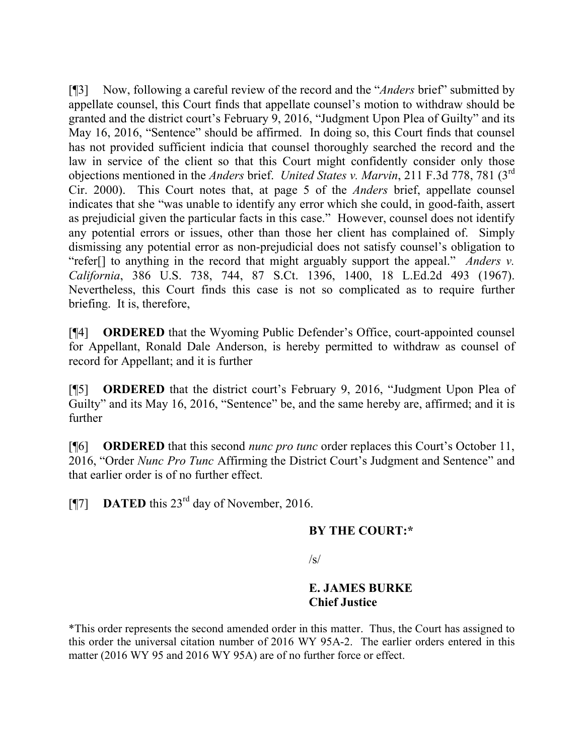[¶3] Now, following a careful review of the record and the "*Anders* brief" submitted by appellate counsel, this Court finds that appellate counsel's motion to withdraw should be granted and the district court's February 9, 2016, "Judgment Upon Plea of Guilty" and its May 16, 2016, "Sentence" should be affirmed. In doing so, this Court finds that counsel has not provided sufficient indicia that counsel thoroughly searched the record and the law in service of the client so that this Court might confidently consider only those objections mentioned in the *Anders* brief. *United States v. Marvin*, 211 F.3d 778, 781 (3rd Cir. 2000). This Court notes that, at page 5 of the *Anders* brief, appellate counsel indicates that she "was unable to identify any error which she could, in good-faith, assert as prejudicial given the particular facts in this case." However, counsel does not identify any potential errors or issues, other than those her client has complained of. Simply dismissing any potential error as non-prejudicial does not satisfy counsel's obligation to "refer[] to anything in the record that might arguably support the appeal." *Anders v. California*, 386 U.S. 738, 744, 87 S.Ct. 1396, 1400, 18 L.Ed.2d 493 (1967). Nevertheless, this Court finds this case is not so complicated as to require further briefing. It is, therefore,

[¶4] **ORDERED** that the Wyoming Public Defender's Office, court-appointed counsel for Appellant, Ronald Dale Anderson, is hereby permitted to withdraw as counsel of record for Appellant; and it is further

[¶5] **ORDERED** that the district court's February 9, 2016, "Judgment Upon Plea of Guilty" and its May 16, 2016, "Sentence" be, and the same hereby are, affirmed; and it is further

[¶6] **ORDERED** that this second *nunc pro tunc* order replaces this Court's October 11, 2016, "Order *Nunc Pro Tunc* Affirming the District Court's Judgment and Sentence" and that earlier order is of no further effect.

[¶7] **DATED** this 23rd day of November, 2016.

**BY THE COURT:***

/s/

**E. JAMES BURKE**
**Chief Justice**

*This order represents the second amended order in this matter. Thus, the Court has assigned to this order the universal citation number of 2016 WY 95A-2. The earlier orders entered in this matter (2016 WY 95 and 2016 WY 95A) are of no further force or effect.